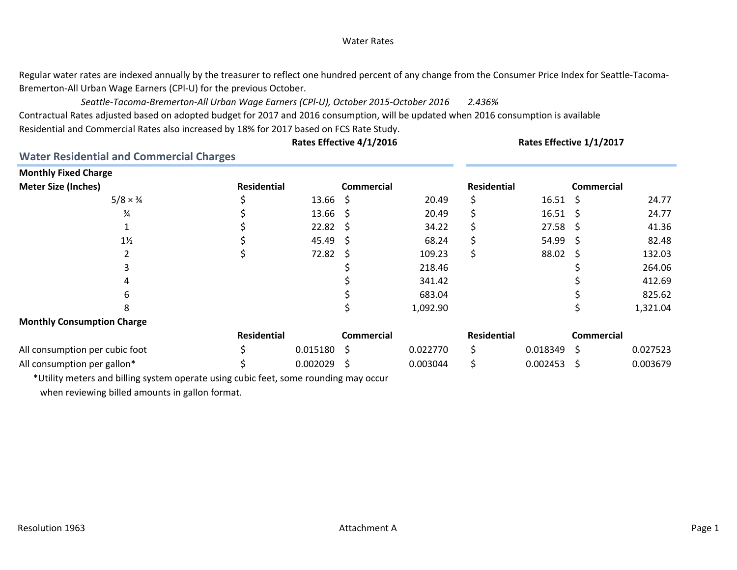Water Rates

Regular water rates are indexed annually by the treasurer to reflect one hundred percent of any change from the Consumer Price Index for Seattle-Tacoma-Bremerton-All Urban Wage Earners (CPI-U) for the previous October.

*Seattle-Tacoma-Bremerton-All Urban Wage Earners (CPI-U), October 2015-October 2016 2.436%*

Contractual Rates adjusted based on adopted budget for 2017 and 2016 consumption, will be updated when 2016 consumption is available

Residential and Commercial Rates also increased by 18% for 2017 based on FCS Rate Study.

## Water Residential and Commercial Charges

| | Rates Effective 4/1/2016 | | Rates Effective 1/1/2017 | |
|---|---|---|---|---|
| **Monthly Fixed Charge** | | | | |
| **Meter Size (Inches)** | **Residential** | **Commercial** | **Residential** | **Commercial** |
| 5/8 × ¾ | $ 13.66 | $ 20.49 | $ 16.51 | $ 24.77 |
| ¾ | $ 13.66 | $ 20.49 | $ 16.51 | $ 24.77 |
| 1 | $ 22.82 | $ 34.22 | $ 27.58 | $ 41.36 |
| 1½ | $ 45.49 | $ 68.24 | $ 54.99 | $ 82.48 |
| 2 | $ 72.82 | $ 109.23 | $ 88.02 | $ 132.03 |
| 3 | | $ 218.46 | | $ 264.06 |
| 4 | | $ 341.42 | | $ 412.69 |
| 6 | | $ 683.04 | | $ 825.62 |
| 8 | | $ 1,092.90 | | $ 1,321.04 |
| **Monthly Consumption Charge** | | | | |
| | **Residential** | **Commercial** | **Residential** | **Commercial** |
| All consumption per cubic foot | $ 0.015180 | $ 0.022770 | $ 0.018349 | $ 0.027523 |
| All consumption per gallon* | $ 0.002029 | $ 0.003044 | $ 0.002453 | $ 0.003679 |

*Utility meters and billing system operate using cubic feet, some rounding may occur when reviewing billed amounts in gallon format.

Resolution 1963

Attachment A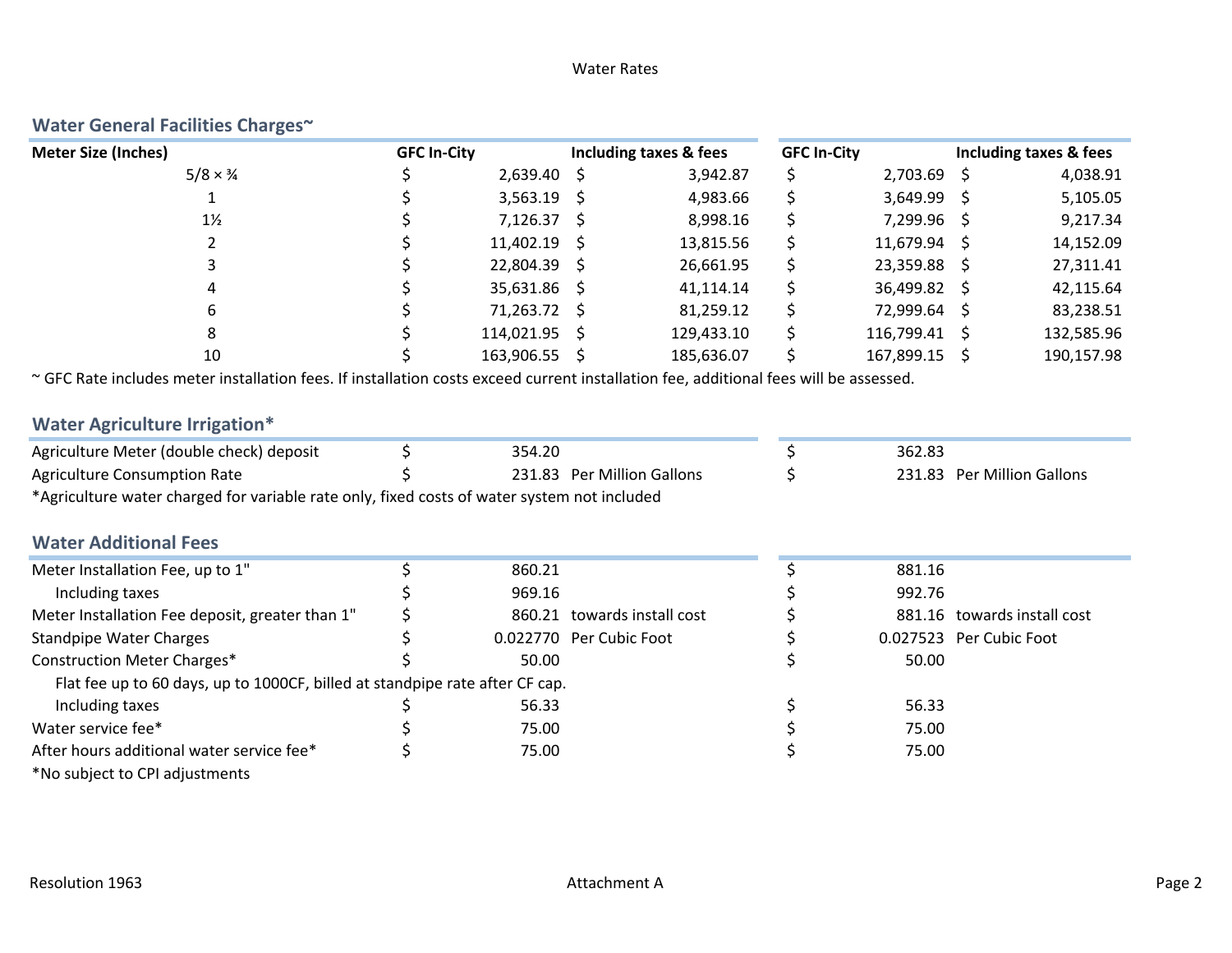Water Rates

## Water General Facilities Charges~

| Meter Size (Inches) | GFC In-City | Including taxes & fees | GFC In-City | Including taxes & fees |
|---|---|---|---|---|
| 5/8 × ¾ | $ 2,639.40 | $ 3,942.87 | $ 2,703.69 | $ 4,038.91 |
| 1 | $ 3,563.19 | $ 4,983.66 | $ 3,649.99 | $ 5,105.05 |
| 1½ | $ 7,126.37 | $ 8,998.16 | $ 7,299.96 | $ 9,217.34 |
| 2 | $ 11,402.19 | $ 13,815.56 | $ 11,679.94 | $ 14,152.09 |
| 3 | $ 22,804.39 | $ 26,661.95 | $ 23,359.88 | $ 27,311.41 |
| 4 | $ 35,631.86 | $ 41,114.14 | $ 36,499.82 | $ 42,115.64 |
| 6 | $ 71,263.72 | $ 81,259.12 | $ 72,999.64 | $ 83,238.51 |
| 8 | $ 114,021.95 | $ 129,433.10 | $ 116,799.41 | $ 132,585.96 |
| 10 | $ 163,906.55 | $ 185,636.07 | $ 167,899.15 | $ 190,157.98 |

~ GFC Rate includes meter installation fees. If installation costs exceed current installation fee, additional fees will be assessed.

## Water Agriculture Irrigation*

| | | | | |
|---|---|---|---|---|
| Agriculture Meter (double check) deposit | $ 354.20 | | $ 362.83 | |
| Agriculture Consumption Rate | $ 231.83 | Per Million Gallons | $ 231.83 | Per Million Gallons |

*Agriculture water charged for variable rate only, fixed costs of water system not included

## Water Additional Fees

| | | | | |
|---|---|---|---|---|
| Meter Installation Fee, up to 1" | $ 860.21 | | $ 881.16 | |
| Including taxes | $ 969.16 | | $ 992.76 | |
| Meter Installation Fee deposit, greater than 1" | $ 860.21 | towards install cost | $ 881.16 | towards install cost |
| Standpipe Water Charges | $ 0.022770 | Per Cubic Foot | $ 0.027523 | Per Cubic Foot |
| Construction Meter Charges* | $ 50.00 | | $ 50.00 | |
| Flat fee up to 60 days, up to 1000CF, billed at standpipe rate after CF cap. | | | | |
| Including taxes | $ 56.33 | | $ 56.33 | |
| Water service fee* | $ 75.00 | | $ 75.00 | |
| After hours additional water service fee* | $ 75.00 | | $ 75.00 | |

*No subject to CPI adjustments

Resolution 1963 Attachment A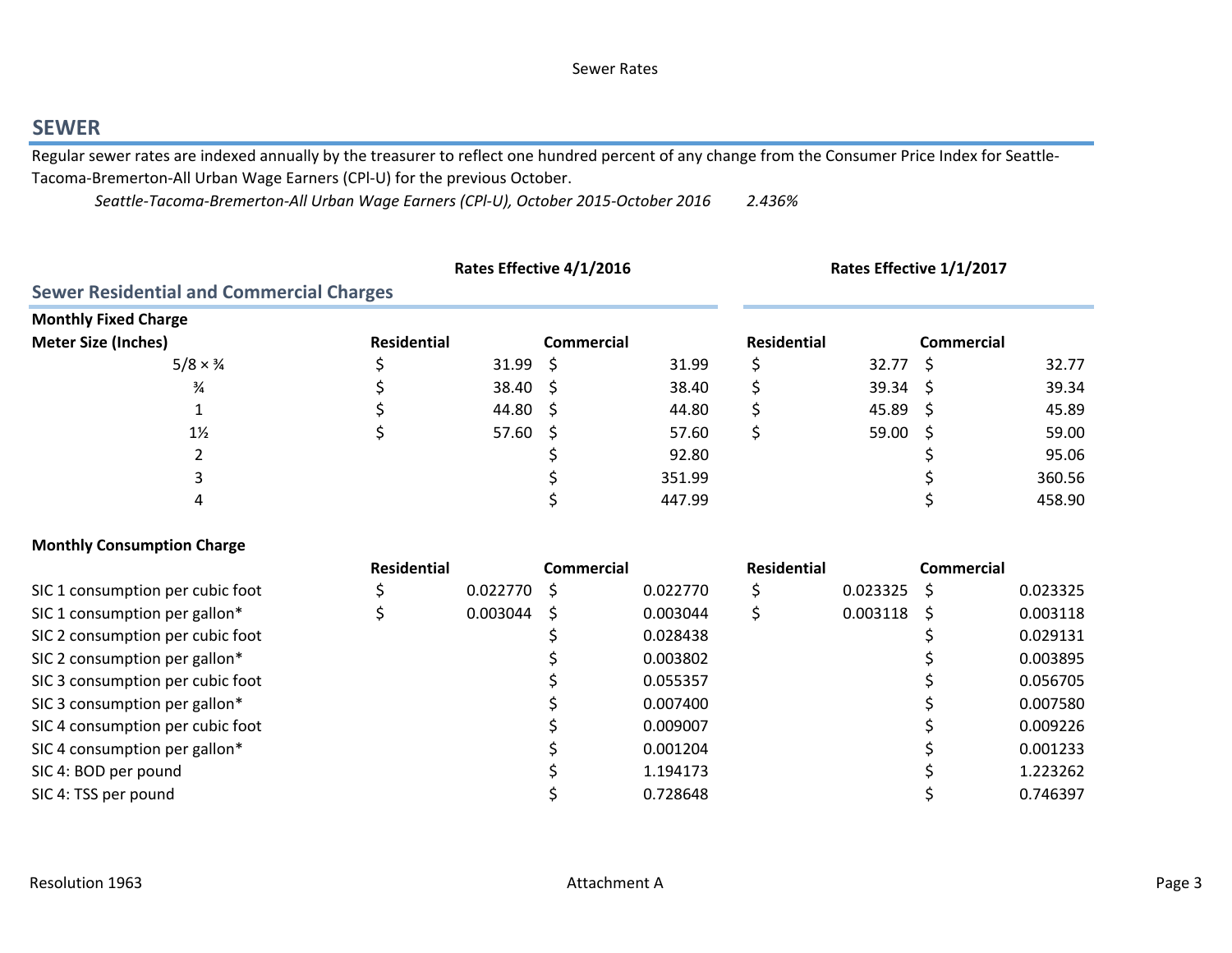## SEWER

Regular sewer rates are indexed annually by the treasurer to reflect one hundred percent of any change from the Consumer Price Index for Seattle-Tacoma-Bremerton-All Urban Wage Earners (CPI-U) for the previous October.

*Seattle-Tacoma-Bremerton-All Urban Wage Earners (CPI-U), October 2015-October 2016* *2.436%*

### Sewer Residential and Commercial Charges

| | Rates Effective 4/1/2016 | | Rates Effective 1/1/2017 | |
|---|---|---|---|---|
| **Monthly Fixed Charge** | | | | |
| **Meter Size (Inches)** | **Residential** | **Commercial** | **Residential** | **Commercial** |
| 5/8 × ¾ | $ 31.99 | $ 31.99 | $ 32.77 | $ 32.77 |
| ¾ | $ 38.40 | $ 38.40 | $ 39.34 | $ 39.34 |
| 1 | $ 44.80 | $ 44.80 | $ 45.89 | $ 45.89 |
| 1½ | $ 57.60 | $ 57.60 | $ 59.00 | $ 59.00 |
| 2 | | $ 92.80 | | $ 95.06 |
| 3 | | $ 351.99 | | $ 360.56 |
| 4 | | $ 447.99 | | $ 458.90 |
| **Monthly Consumption Charge** | | | | |
| | **Residential** | **Commercial** | **Residential** | **Commercial** |
| SIC 1 consumption per cubic foot | $ 0.022770 | $ 0.022770 | $ 0.023325 | $ 0.023325 |
| SIC 1 consumption per gallon* | $ 0.003044 | $ 0.003044 | $ 0.003118 | $ 0.003118 |
| SIC 2 consumption per cubic foot | | $ 0.028438 | | $ 0.029131 |
| SIC 2 consumption per gallon* | | $ 0.003802 | | $ 0.003895 |
| SIC 3 consumption per cubic foot | | $ 0.055357 | | $ 0.056705 |
| SIC 3 consumption per gallon* | | $ 0.007400 | | $ 0.007580 |
| SIC 4 consumption per cubic foot | | $ 0.009007 | | $ 0.009226 |
| SIC 4 consumption per gallon* | | $ 0.001204 | | $ 0.001233 |
| SIC 4: BOD per pound | | $ 1.194173 | | $ 1.223262 |
| SIC 4: TSS per pound | | $ 0.728648 | | $ 0.746397 |

Resolution 1963 Attachment A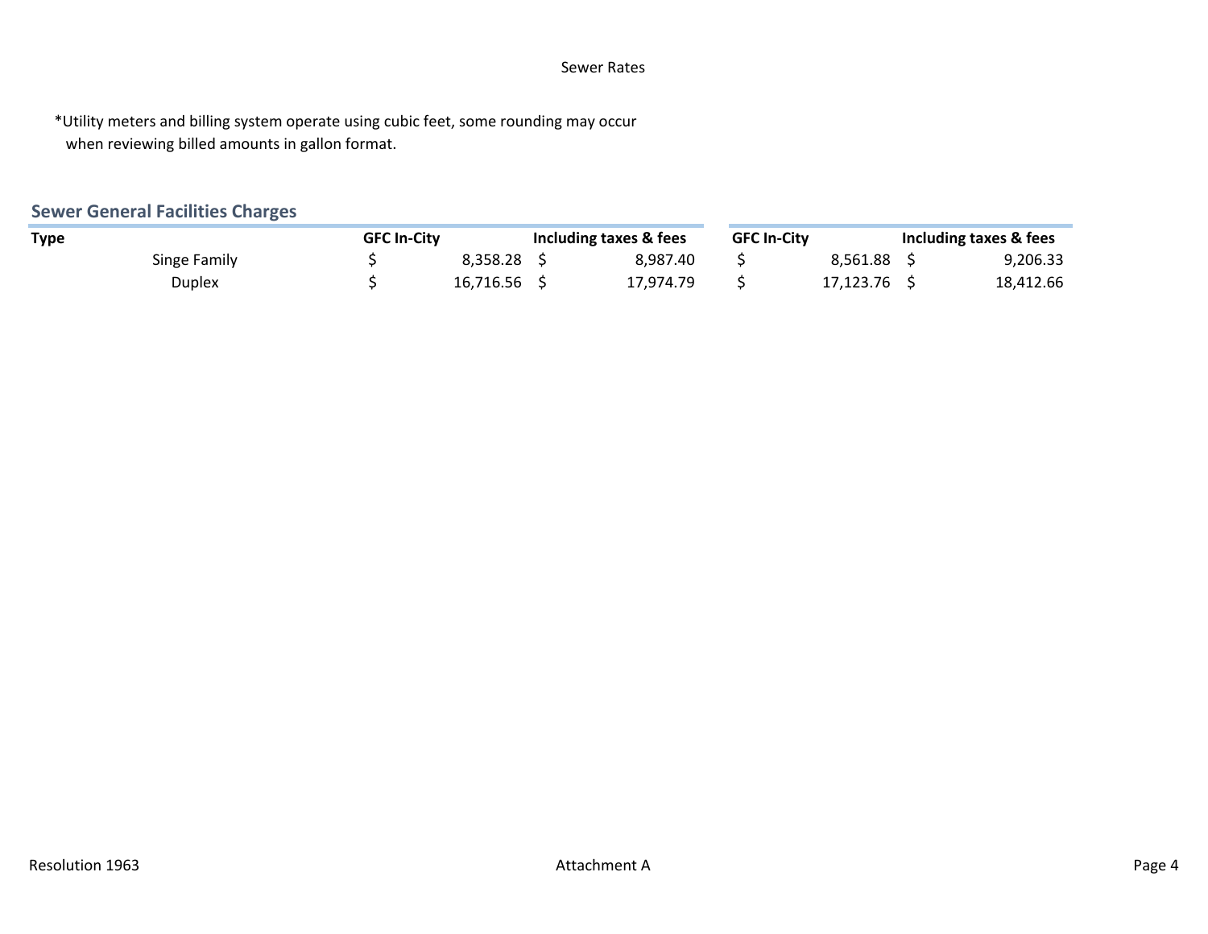Sewer Rates

*Utility meters and billing system operate using cubic feet, some rounding may occur when reviewing billed amounts in gallon format.

## Sewer General Facilities Charges

| Type | GFC In-City | Including taxes & fees | GFC In-City | Including taxes & fees |
|---|---|---|---|---|
| Singe Family | $ 8,358.28 | $ 8,987.40 | $ 8,561.88 | $ 9,206.33 |
| Duplex | $ 16,716.56 | $ 17,974.79 | $ 17,123.76 | $ 18,412.66 |

Resolution 1963 Attachment A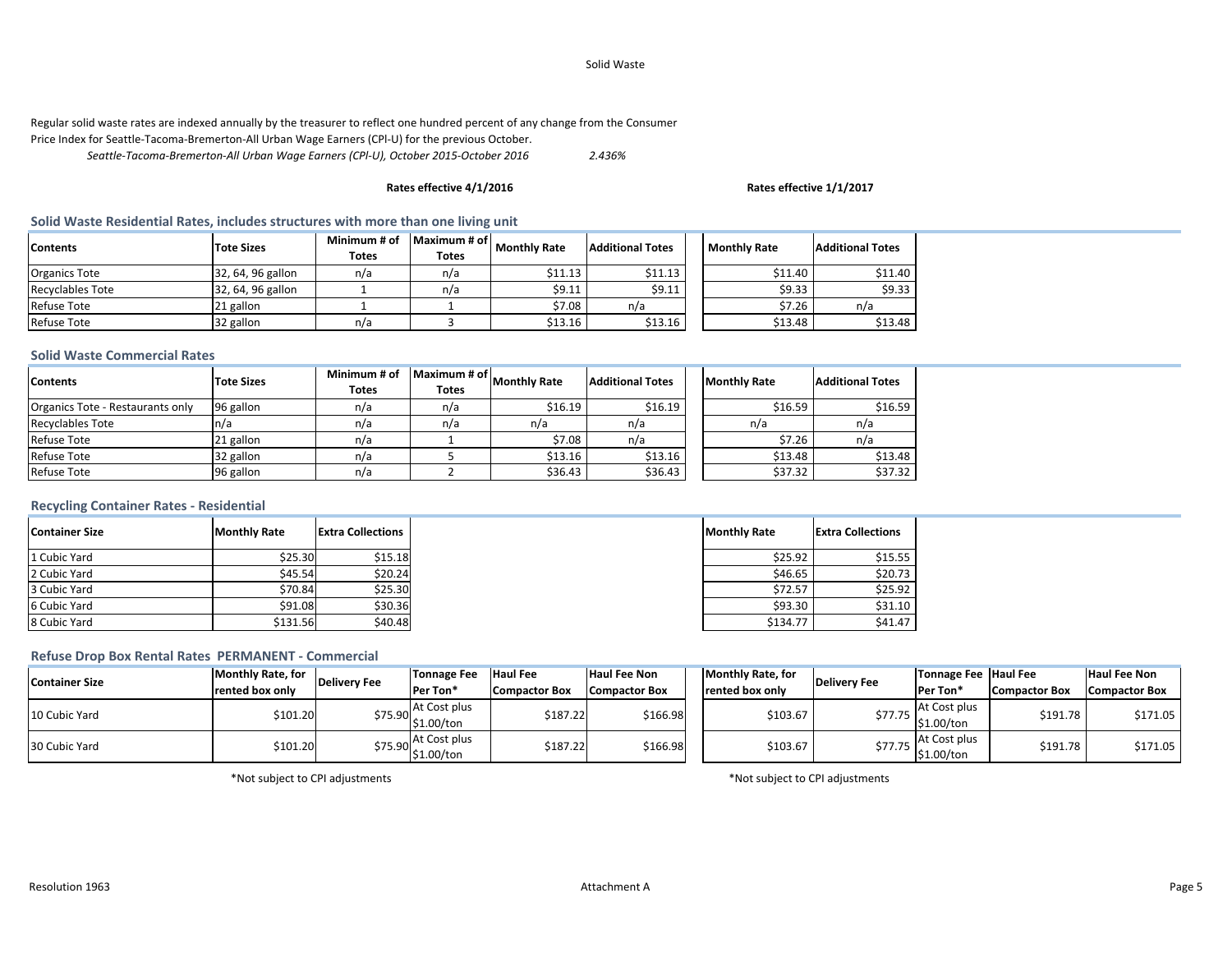# Solid Waste

Regular solid waste rates are indexed annually by the treasurer to reflect one hundred percent of any change from the Consumer Price Index for Seattle-Tacoma-Bremerton-All Urban Wage Earners (CPI-U) for the previous October.

*Seattle-Tacoma-Bremerton-All Urban Wage Earners (CPI-U), October 2015-October 2016* *2.436%*

## Solid Waste Residential Rates, includes structures with more than one living unit

| Contents | Tote Sizes | Minimum # of Totes | Maximum # of Totes | Rates effective 4/1/2016 Monthly Rate | Rates effective 4/1/2016 Additional Totes | Rates effective 1/1/2017 Monthly Rate | Rates effective 1/1/2017 Additional Totes |
|---|---|---|---|---|---|---|---|
| Organics Tote | 32, 64, 96 gallon | n/a | n/a | $11.13 | $11.13 | $11.40 | $11.40 |
| Recyclables Tote | 32, 64, 96 gallon | 1 | n/a | $9.11 | $9.11 | $9.33 | $9.33 |
| Refuse Tote | 21 gallon | 1 | 1 | $7.08 | n/a | $7.26 | n/a |
| Refuse Tote | 32 gallon | n/a | 3 | $13.16 | $13.16 | $13.48 | $13.48 |

## Solid Waste Commercial Rates

| Contents | Tote Sizes | Minimum # of Totes | Maximum # of Totes | Rates effective 4/1/2016 Monthly Rate | Rates effective 4/1/2016 Additional Totes | Rates effective 1/1/2017 Monthly Rate | Rates effective 1/1/2017 Additional Totes |
|---|---|---|---|---|---|---|---|
| Organics Tote - Restaurants only | 96 gallon | n/a | n/a | $16.19 | $16.19 | $16.59 | $16.59 |
| Recyclables Tote | n/a | n/a | n/a | n/a | n/a | n/a | n/a |
| Refuse Tote | 21 gallon | n/a | 1 | $7.08 | n/a | $7.26 | n/a |
| Refuse Tote | 32 gallon | n/a | 5 | $13.16 | $13.16 | $13.48 | $13.48 |
| Refuse Tote | 96 gallon | n/a | 2 | $36.43 | $36.43 | $37.32 | $37.32 |

## Recycling Container Rates - Residential

| Container Size | Rates effective 4/1/2016 Monthly Rate | Rates effective 4/1/2016 Extra Collections | Rates effective 1/1/2017 Monthly Rate | Rates effective 1/1/2017 Extra Collections |
|---|---|---|---|---|
| 1 Cubic Yard | $25.30 | $15.18 | $25.92 | $15.55 |
| 2 Cubic Yard | $45.54 | $20.24 | $46.65 | $20.73 |
| 3 Cubic Yard | $70.84 | $25.30 | $72.57 | $25.92 |
| 6 Cubic Yard | $91.08 | $30.36 | $93.30 | $31.10 |
| 8 Cubic Yard | $131.56 | $40.48 | $134.77 | $41.47 |

## Refuse Drop Box Rental Rates PERMANENT - Commercial

| Container Size | Rates effective 4/1/2016 Monthly Rate, for rented box only | Delivery Fee | Tonnage Fee Per Ton* | Haul Fee Compactor Box | Haul Fee Non Compactor Box | Rates effective 1/1/2017 Monthly Rate, for rented box only | Delivery Fee | Tonnage Fee Per Ton* | Haul Fee Compactor Box | Haul Fee Non Compactor Box |
|---|---|---|---|---|---|---|---|---|---|---|
| 10 Cubic Yard | $101.20 | $75.90 | At Cost plus $1.00/ton | $187.22 | $166.98 | $103.67 | $77.75 | At Cost plus $1.00/ton | $191.78 | $171.05 |
| 30 Cubic Yard | $101.20 | $75.90 | At Cost plus $1.00/ton | $187.22 | $166.98 | $103.67 | $77.75 | At Cost plus $1.00/ton | $191.78 | $171.05 |

*Not subject to CPI adjustments

*Not subject to CPI adjustments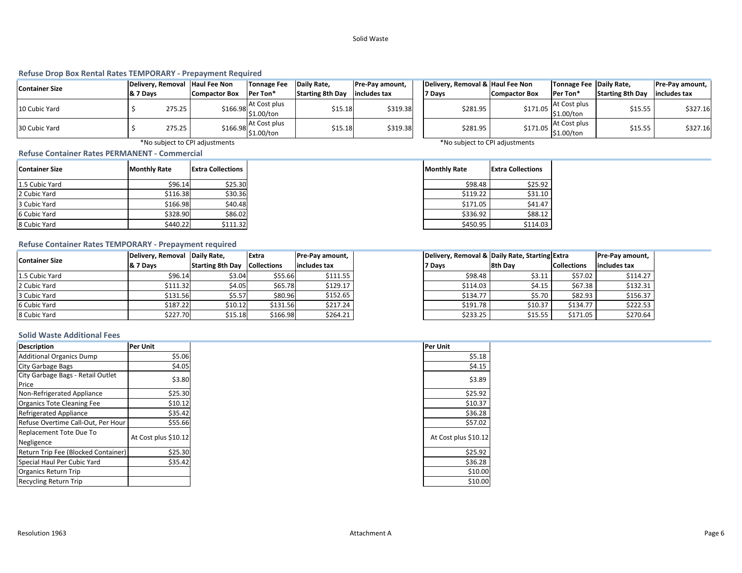Solid Waste

## Refuse Drop Box Rental Rates TEMPORARY - Prepayment Required

| Container Size | Delivery, Removal & 7 Days | Haul Fee Non Compactor Box | Tonnage Fee Per Ton* | Daily Rate, Starting 8th Day | Pre-Pay amount, includes tax | Delivery, Removal & 7 Days | Haul Fee Non Compactor Box | Tonnage Fee Per Ton* | Daily Rate, Starting 8th Day | Pre-Pay amount, includes tax |
|---|---|---|---|---|---|---|---|---|---|---|
| 10 Cubic Yard | $ 275.25 | $166.98 | At Cost plus $1.00/ton | $15.18 | $319.38 | $281.95 | $171.05 | At Cost plus $1.00/ton | $15.55 | $327.16 |
| 30 Cubic Yard | $ 275.25 | $166.98 | At Cost plus $1.00/ton | $15.18 | $319.38 | $281.95 | $171.05 | At Cost plus $1.00/ton | $15.55 | $327.16 |

*No subject to CPI adjustments

*No subject to CPI adjustments

## Refuse Container Rates PERMANENT - Commercial

| Container Size | Monthly Rate | Extra Collections | Monthly Rate | Extra Collections |
|---|---|---|---|---|
| 1.5 Cubic Yard | $96.14 | $25.30 | $98.48 | $25.92 |
| 2 Cubic Yard | $116.38 | $30.36 | $119.22 | $31.10 |
| 3 Cubic Yard | $166.98 | $40.48 | $171.05 | $41.47 |
| 6 Cubic Yard | $328.90 | $86.02 | $336.92 | $88.12 |
| 8 Cubic Yard | $440.22 | $111.32 | $450.95 | $114.03 |

## Refuse Container Rates TEMPORARY - Prepayment required

| Container Size | Delivery, Removal & 7 Days | Daily Rate, Starting 8th Day | Extra Collections | Pre-Pay amount, includes tax | Delivery, Removal & 7 Days | Daily Rate, Starting 8th Day | Extra Collections | Pre-Pay amount, includes tax |
|---|---|---|---|---|---|---|---|---|
| 1.5 Cubic Yard | $96.14 | $3.04 | $55.66 | $111.55 | $98.48 | $3.11 | $57.02 | $114.27 |
| 2 Cubic Yard | $111.32 | $4.05 | $65.78 | $129.17 | $114.03 | $4.15 | $67.38 | $132.31 |
| 3 Cubic Yard | $131.56 | $5.57 | $80.96 | $152.65 | $134.77 | $5.70 | $82.93 | $156.37 |
| 6 Cubic Yard | $187.22 | $10.12 | $131.56 | $217.24 | $191.78 | $10.37 | $134.77 | $222.53 |
| 8 Cubic Yard | $227.70 | $15.18 | $166.98 | $264.21 | $233.25 | $15.55 | $171.05 | $270.64 |

## Solid Waste Additional Fees

| Description | Per Unit | Per Unit |
|---|---|---|
| Additional Organics Dump | $5.06 | $5.18 |
| City Garbage Bags | $4.05 | $4.15 |
| City Garbage Bags - Retail Outlet Price | $3.80 | $3.89 |
| Non-Refrigerated Appliance | $25.30 | $25.92 |
| Organics Tote Cleaning Fee | $10.12 | $10.37 |
| Refrigerated Appliance | $35.42 | $36.28 |
| Refuse Overtime Call-Out, Per Hour | $55.66 | $57.02 |
| Replacement Tote Due To Negligence | At Cost plus $10.12 | At Cost plus $10.12 |
| Return Trip Fee (Blocked Container) | $25.30 | $25.92 |
| Special Haul Per Cubic Yard | $35.42 | $36.28 |
| Organics Return Trip | | $10.00 |
| Recycling Return Trip | | $10.00 |

Resolution 1963

Attachment A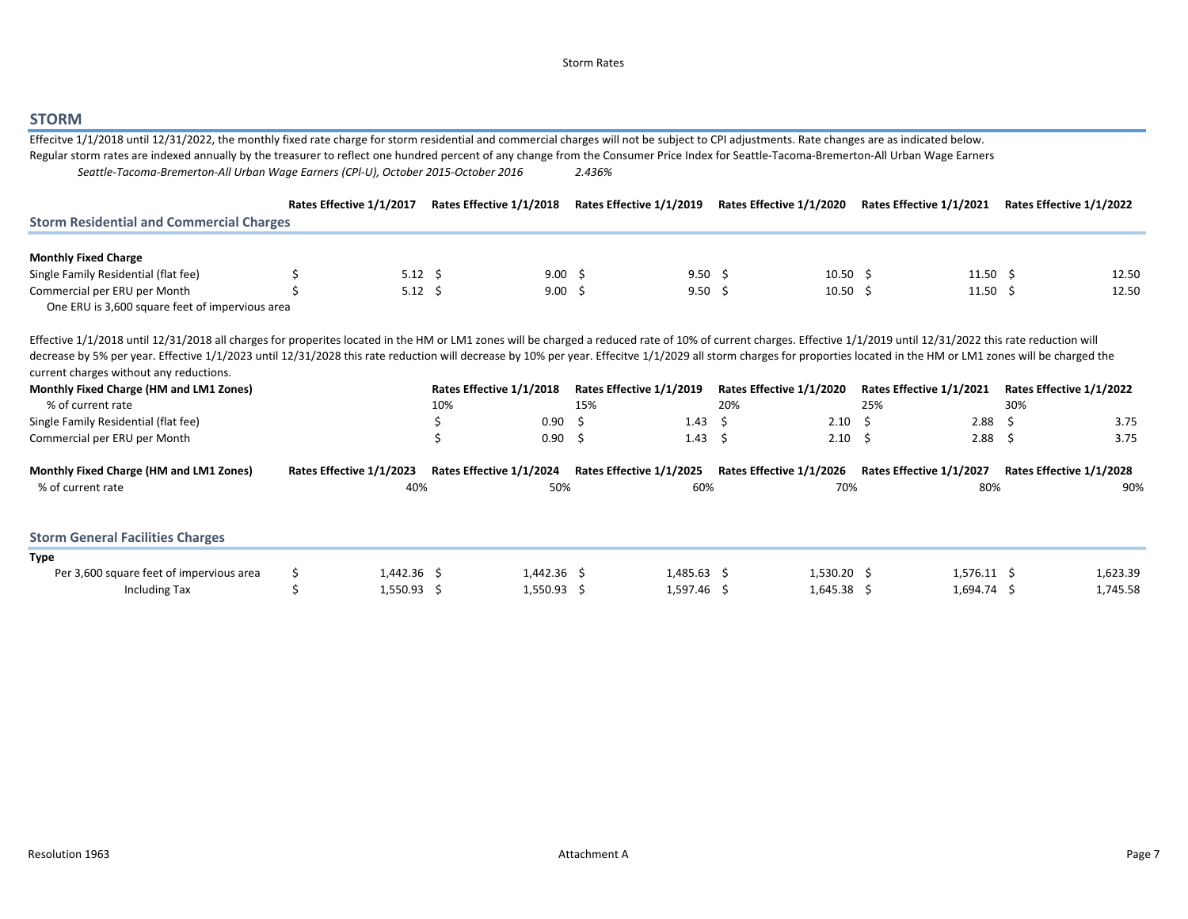## STORM

Effecitve 1/1/2018 until 12/31/2022, the monthly fixed rate charge for storm residential and commercial charges will not be subject to CPI adjustments. Rate changes are as indicated below.

Regular storm rates are indexed annually by the treasurer to reflect one hundred percent of any change from the Consumer Price Index for Seattle-Tacoma-Bremerton-All Urban Wage Earners

*Seattle-Tacoma-Bremerton-All Urban Wage Earners (CPI-U), October 2015-October 2016* *2.436%*

### Storm Residential and Commercial Charges

| | Rates Effective 1/1/2017 | Rates Effective 1/1/2018 | Rates Effective 1/1/2019 | Rates Effective 1/1/2020 | Rates Effective 1/1/2021 | Rates Effective 1/1/2022 |
|---|---|---|---|---|---|---|
| **Monthly Fixed Charge** | | | | | | |
| Single Family Residential (flat fee) | $ 5.12 | $ 9.00 | $ 9.50 | $ 10.50 | $ 11.50 | $ 12.50 |
| Commercial per ERU per Month | $ 5.12 | $ 9.00 | $ 9.50 | $ 10.50 | $ 11.50 | $ 12.50 |
| One ERU is 3,600 square feet of impervious area | | | | | | |

Effective 1/1/2018 until 12/31/2018 all charges for properites located in the HM or LM1 zones will be charged a reduced rate of 10% of current charges. Effective 1/1/2019 until 12/31/2022 this rate reduction will decrease by 5% per year. Effective 1/1/2023 until 12/31/2028 this rate reduction will decrease by 10% per year. Effecitve 1/1/2029 all storm charges for proporties located in the HM or LM1 zones will be charged the current charges without any reductions.

| **Monthly Fixed Charge (HM and LM1 Zones)** | Rates Effective 1/1/2018 | Rates Effective 1/1/2019 | Rates Effective 1/1/2020 | Rates Effective 1/1/2021 | Rates Effective 1/1/2022 |
|---|---|---|---|---|---|
| % of current rate | 10% | 15% | 20% | 25% | 30% |
| Single Family Residential (flat fee) | $ 0.90 | $ 1.43 | $ 2.10 | $ 2.88 | $ 3.75 |
| Commercial per ERU per Month | $ 0.90 | $ 1.43 | $ 2.10 | $ 2.88 | $ 3.75 |

| **Monthly Fixed Charge (HM and LM1 Zones)** | Rates Effective 1/1/2023 | Rates Effective 1/1/2024 | Rates Effective 1/1/2025 | Rates Effective 1/1/2026 | Rates Effective 1/1/2027 | Rates Effective 1/1/2028 |
|---|---|---|---|---|---|---|
| % of current rate | 40% | 50% | 60% | 70% | 80% | 90% |

### Storm General Facilities Charges

| **Type** | | | | | | |
|---|---|---|---|---|---|---|
| Per 3,600 square feet of impervious area | $ 1,442.36 | $ 1,442.36 | $ 1,485.63 | $ 1,530.20 | $ 1,576.11 | $ 1,623.39 |
| Including Tax | $ 1,550.93 | $ 1,550.93 | $ 1,597.46 | $ 1,645.38 | $ 1,694.74 | $ 1,745.58 |

Resolution 1963 Attachment A